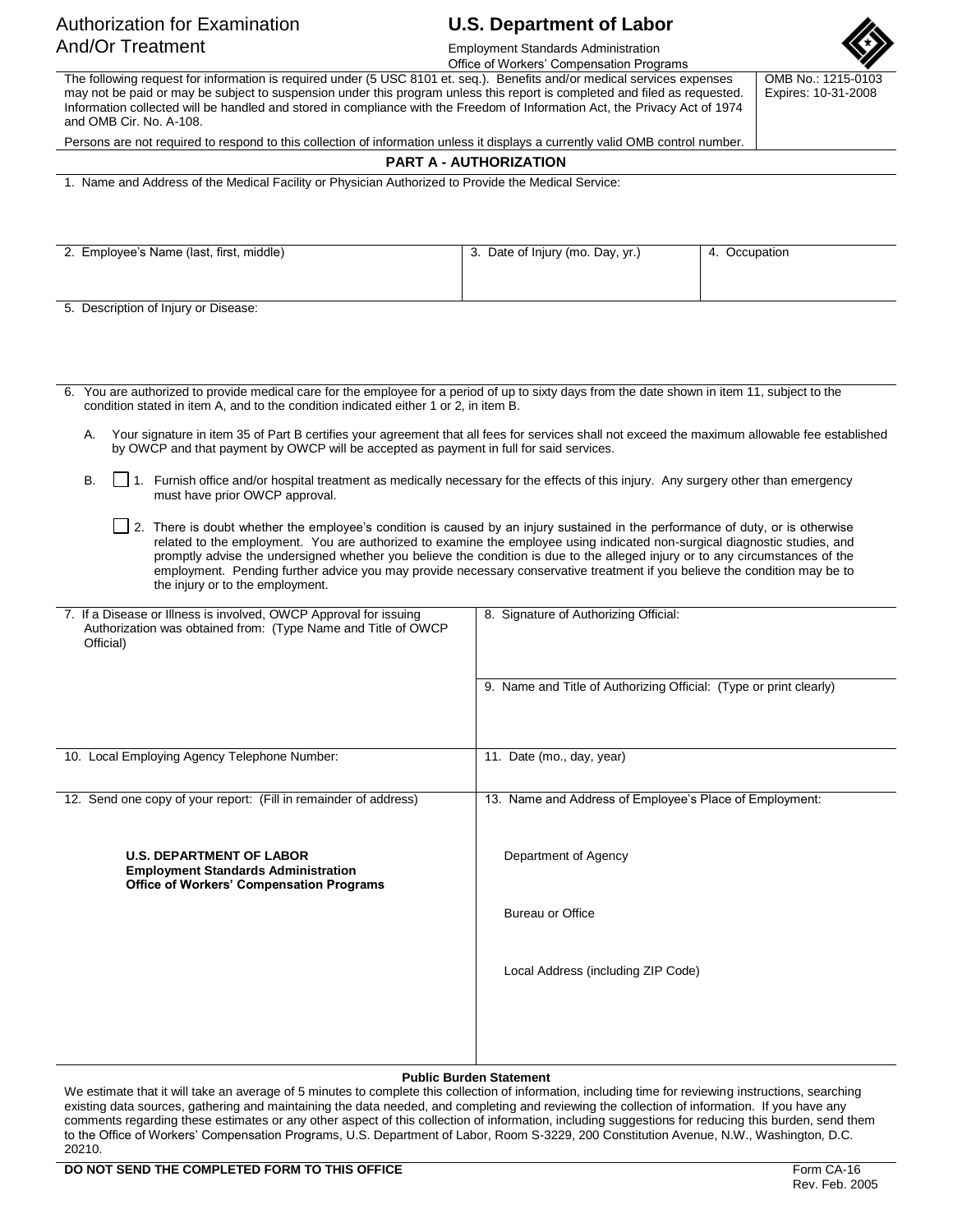# Authorization for Examination And/Or Treatment

**U.S. Department of Labor**

Employment Standards Administration
Office of Workers' Compensation Programs

OMB No.: 1215-0103
Expires: 10-31-2008

The following request for information is required under (5 USC 8101 et. seq.). Benefits and/or medical services expenses may not be paid or may be subject to suspension under this program unless this report is completed and filed as requested. Information collected will be handled and stored in compliance with the Freedom of Information Act, the Privacy Act of 1974 and OMB Cir. No. A-108.

Persons are not required to respond to this collection of information unless it displays a currently valid OMB control number.

## PART A - AUTHORIZATION

1. Name and Address of the Medical Facility or Physician Authorized to Provide the Medical Service:

| 2. Employee's Name (last, first, middle) | 3. Date of Injury (mo. Day, yr.) | 4. Occupation |
|---|---|---|
| | | |

5. Description of Injury or Disease:

6. You are authorized to provide medical care for the employee for a period of up to sixty days from the date shown in item 11, subject to the condition stated in item A, and to the condition indicated either 1 or 2, in item B.

   A. Your signature in item 35 of Part B certifies your agreement that all fees for services shall not exceed the maximum allowable fee established by OWCP and that payment by OWCP will be accepted as payment in full for said services.

   B. ☐ 1. Furnish office and/or hospital treatment as medically necessary for the effects of this injury. Any surgery other than emergency must have prior OWCP approval.

   ☐ 2. There is doubt whether the employee's condition is caused by an injury sustained in the performance of duty, or is otherwise related to the employment. You are authorized to examine the employee using indicated non-surgical diagnostic studies, and promptly advise the undersigned whether you believe the condition is due to the alleged injury or to any circumstances of the employment. Pending further advice you may provide necessary conservative treatment if you believe the condition may be to the injury or to the employment.

| 7. If a Disease or Illness is involved, OWCP Approval for issuing Authorization was obtained from: (Type Name and Title of OWCP Official) | 8. Signature of Authorizing Official: |
|---|---|
| | 9. Name and Title of Authorizing Official: (Type or print clearly) |
| 10. Local Employing Agency Telephone Number: | 11. Date (mo., day, year) |
| 12. Send one copy of your report: (Fill in remainder of address)<br><br>**U.S. DEPARTMENT OF LABOR**<br>**Employment Standards Administration**<br>**Office of Workers' Compensation Programs** | 13. Name and Address of Employee's Place of Employment:<br><br>Department of Agency<br><br>Bureau or Office<br><br>Local Address (including ZIP Code) |

**Public Burden Statement**

We estimate that it will take an average of 5 minutes to complete this collection of information, including time for reviewing instructions, searching existing data sources, gathering and maintaining the data needed, and completing and reviewing the collection of information. If you have any comments regarding these estimates or any other aspect of this collection of information, including suggestions for reducing this burden, send them to the Office of Workers' Compensation Programs, U.S. Department of Labor, Room S-3229, 200 Constitution Avenue, N.W., Washington, D.C. 20210.

**DO NOT SEND THE COMPLETED FORM TO THIS OFFICE**

Form CA-16
Rev. Feb. 2005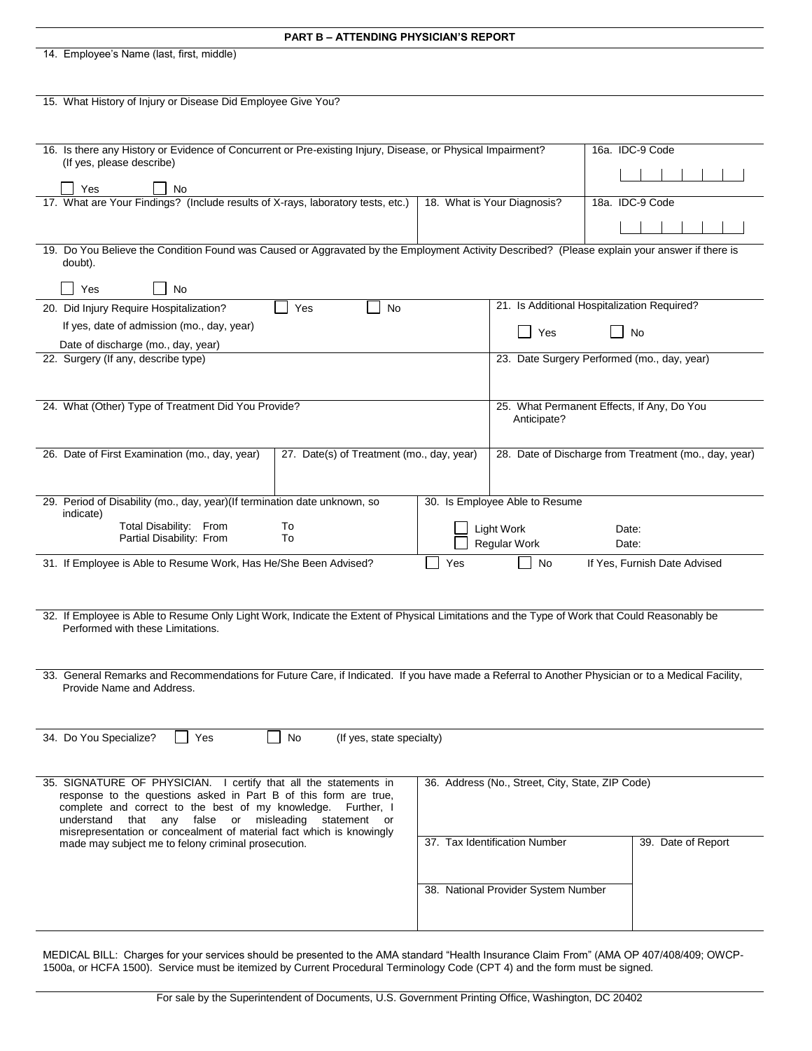## PART B – ATTENDING PHYSICIAN'S REPORT

14. Employee's Name (last, first, middle)

15. What History of Injury or Disease Did Employee Give You?

16. Is there any History or Evidence of Concurrent or Pre-existing Injury, Disease, or Physical Impairment? (If yes, please describe)

☐ Yes ☐ No

16a. IDC-9 Code

17. What are Your Findings? (Include results of X-rays, laboratory tests, etc.)

18. What is Your Diagnosis?

18a. IDC-9 Code

19. Do You Believe the Condition Found was Caused or Aggravated by the Employment Activity Described? (Please explain your answer if there is doubt).

☐ Yes ☐ No

20. Did Injury Require Hospitalization? ☐ Yes ☐ No

If yes, date of admission (mo., day, year)

Date of discharge (mo., day, year)

21. Is Additional Hospitalization Required?

☐ Yes ☐ No

22. Surgery (If any, describe type)

23. Date Surgery Performed (mo., day, year)

24. What (Other) Type of Treatment Did You Provide?

25. What Permanent Effects, If Any, Do You Anticipate?

26. Date of First Examination (mo., day, year)

27. Date(s) of Treatment (mo., day, year)

28. Date of Discharge from Treatment (mo., day, year)

29. Period of Disability (mo., day, year)(If termination date unknown, so indicate)

Total Disability: From To

Partial Disability: From To

30. Is Employee Able to Resume

☐ Light Work Date:

☐ Regular Work Date:

31. If Employee is Able to Resume Work, Has He/She Been Advised? ☐ Yes ☐ No If Yes, Furnish Date Advised

32. If Employee is Able to Resume Only Light Work, Indicate the Extent of Physical Limitations and the Type of Work that Could Reasonably be Performed with these Limitations.

33. General Remarks and Recommendations for Future Care, if Indicated. If you have made a Referral to Another Physician or to a Medical Facility, Provide Name and Address.

34. Do You Specialize? ☐ Yes ☐ No (If yes, state specialty)

35. SIGNATURE OF PHYSICIAN. I certify that all the statements in response to the questions asked in Part B of this form are true, complete and correct to the best of my knowledge. Further, I understand that any false or misleading statement or misrepresentation or concealment of material fact which is knowingly made may subject me to felony criminal prosecution.

36. Address (No., Street, City, State, ZIP Code)

37. Tax Identification Number

38. National Provider System Number

39. Date of Report

MEDICAL BILL: Charges for your services should be presented to the AMA standard "Health Insurance Claim From" (AMA OP 407/408/409; OWCP-1500a, or HCFA 1500). Service must be itemized by Current Procedural Terminology Code (CPT 4) and the form must be signed.

For sale by the Superintendent of Documents, U.S. Government Printing Office, Washington, DC 20402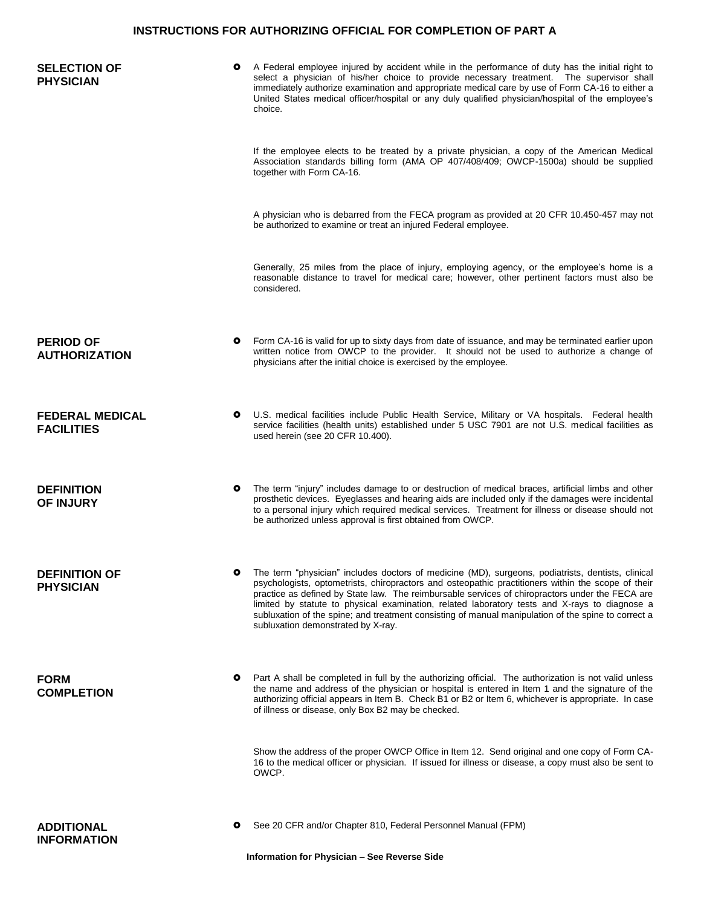# INSTRUCTIONS FOR AUTHORIZING OFFICIAL FOR COMPLETION OF PART A

**SELECTION OF PHYSICIAN**

- A Federal employee injured by accident while in the performance of duty has the initial right to select a physician of his/her choice to provide necessary treatment. The supervisor shall immediately authorize examination and appropriate medical care by use of Form CA-16 to either a United States medical officer/hospital or any duly qualified physician/hospital of the employee's choice.

  If the employee elects to be treated by a private physician, a copy of the American Medical Association standards billing form (AMA OP 407/408/409; OWCP-1500a) should be supplied together with Form CA-16.

  A physician who is debarred from the FECA program as provided at 20 CFR 10.450-457 may not be authorized to examine or treat an injured Federal employee.

  Generally, 25 miles from the place of injury, employing agency, or the employee's home is a reasonable distance to travel for medical care; however, other pertinent factors must also be considered.

**PERIOD OF AUTHORIZATION**

- Form CA-16 is valid for up to sixty days from date of issuance, and may be terminated earlier upon written notice from OWCP to the provider. It should not be used to authorize a change of physicians after the initial choice is exercised by the employee.

**FEDERAL MEDICAL FACILITIES**

- U.S. medical facilities include Public Health Service, Military or VA hospitals. Federal health service facilities (health units) established under 5 USC 7901 are not U.S. medical facilities as used herein (see 20 CFR 10.400).

**DEFINITION OF INJURY**

- The term "injury" includes damage to or destruction of medical braces, artificial limbs and other prosthetic devices. Eyeglasses and hearing aids are included only if the damages were incidental to a personal injury which required medical services. Treatment for illness or disease should not be authorized unless approval is first obtained from OWCP.

**DEFINITION OF PHYSICIAN**

- The term "physician" includes doctors of medicine (MD), surgeons, podiatrists, dentists, clinical psychologists, optometrists, chiropractors and osteopathic practitioners within the scope of their practice as defined by State law. The reimbursable services of chiropractors under the FECA are limited by statute to physical examination, related laboratory tests and X-rays to diagnose a subluxation of the spine; and treatment consisting of manual manipulation of the spine to correct a subluxation demonstrated by X-ray.

**FORM COMPLETION**

- Part A shall be completed in full by the authorizing official. The authorization is not valid unless the name and address of the physician or hospital is entered in Item 1 and the signature of the authorizing official appears in Item B. Check B1 or B2 or Item 6, whichever is appropriate. In case of illness or disease, only Box B2 may be checked.

  Show the address of the proper OWCP Office in Item 12. Send original and one copy of Form CA-16 to the medical officer or physician. If issued for illness or disease, a copy must also be sent to OWCP.

**ADDITIONAL INFORMATION**

- See 20 CFR and/or Chapter 810, Federal Personnel Manual (FPM)

**Information for Physician – See Reverse Side**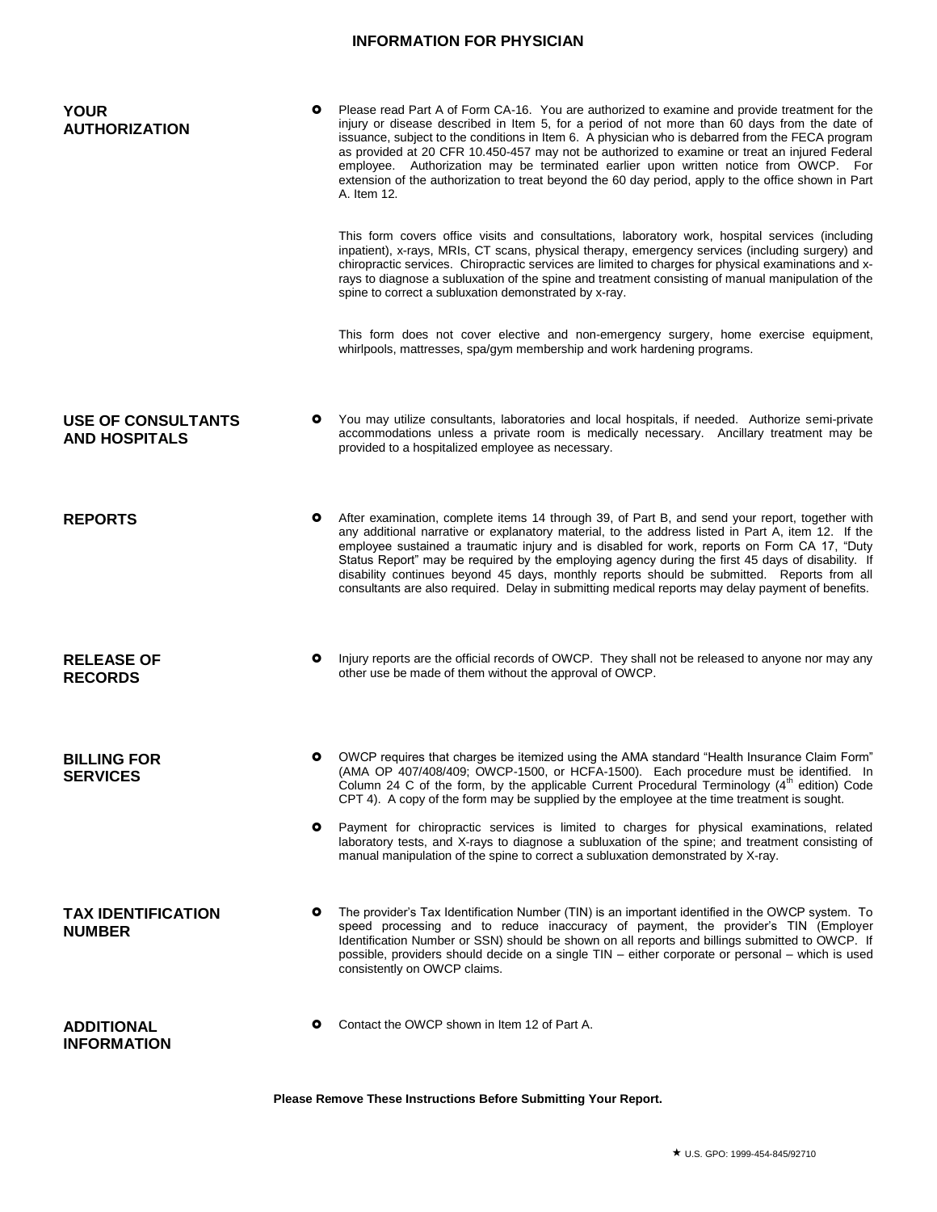# INFORMATION FOR PHYSICIAN

## YOUR AUTHORIZATION

- Please read Part A of Form CA-16. You are authorized to examine and provide treatment for the injury or disease described in Item 5, for a period of not more than 60 days from the date of issuance, subject to the conditions in Item 6. A physician who is debarred from the FECA program as provided at 20 CFR 10.450-457 may not be authorized to examine or treat an injured Federal employee. Authorization may be terminated earlier upon written notice from OWCP. For extension of the authorization to treat beyond the 60 day period, apply to the office shown in Part A. Item 12.

  This form covers office visits and consultations, laboratory work, hospital services (including inpatient), x-rays, MRIs, CT scans, physical therapy, emergency services (including surgery) and chiropractic services. Chiropractic services are limited to charges for physical examinations and x-rays to diagnose a subluxation of the spine and treatment consisting of manual manipulation of the spine to correct a subluxation demonstrated by x-ray.

  This form does not cover elective and non-emergency surgery, home exercise equipment, whirlpools, mattresses, spa/gym membership and work hardening programs.

## USE OF CONSULTANTS AND HOSPITALS

- You may utilize consultants, laboratories and local hospitals, if needed. Authorize semi-private accommodations unless a private room is medically necessary. Ancillary treatment may be provided to a hospitalized employee as necessary.

## REPORTS

- After examination, complete items 14 through 39, of Part B, and send your report, together with any additional narrative or explanatory material, to the address listed in Part A, item 12. If the employee sustained a traumatic injury and is disabled for work, reports on Form CA 17, "Duty Status Report" may be required by the employing agency during the first 45 days of disability. If disability continues beyond 45 days, monthly reports should be submitted. Reports from all consultants are also required. Delay in submitting medical reports may delay payment of benefits.

## RELEASE OF RECORDS

- Injury reports are the official records of OWCP. They shall not be released to anyone nor may any other use be made of them without the approval of OWCP.

## BILLING FOR SERVICES

- OWCP requires that charges be itemized using the AMA standard "Health Insurance Claim Form" (AMA OP 407/408/409; OWCP-1500, or HCFA-1500). Each procedure must be identified. In Column 24 C of the form, by the applicable Current Procedural Terminology (4th edition) Code CPT 4). A copy of the form may be supplied by the employee at the time treatment is sought.
- Payment for chiropractic services is limited to charges for physical examinations, related laboratory tests, and X-rays to diagnose a subluxation of the spine; and treatment consisting of manual manipulation of the spine to correct a subluxation demonstrated by X-ray.

## TAX IDENTIFICATION NUMBER

- The provider's Tax Identification Number (TIN) is an important identified in the OWCP system. To speed processing and to reduce inaccuracy of payment, the provider's TIN (Employer Identification Number or SSN) should be shown on all reports and billings submitted to OWCP. If possible, providers should decide on a single TIN – either corporate or personal – which is used consistently on OWCP claims.

## ADDITIONAL INFORMATION

- Contact the OWCP shown in Item 12 of Part A.

**Please Remove These Instructions Before Submitting Your Report.**

★ U.S. GPO: 1999-454-845/92710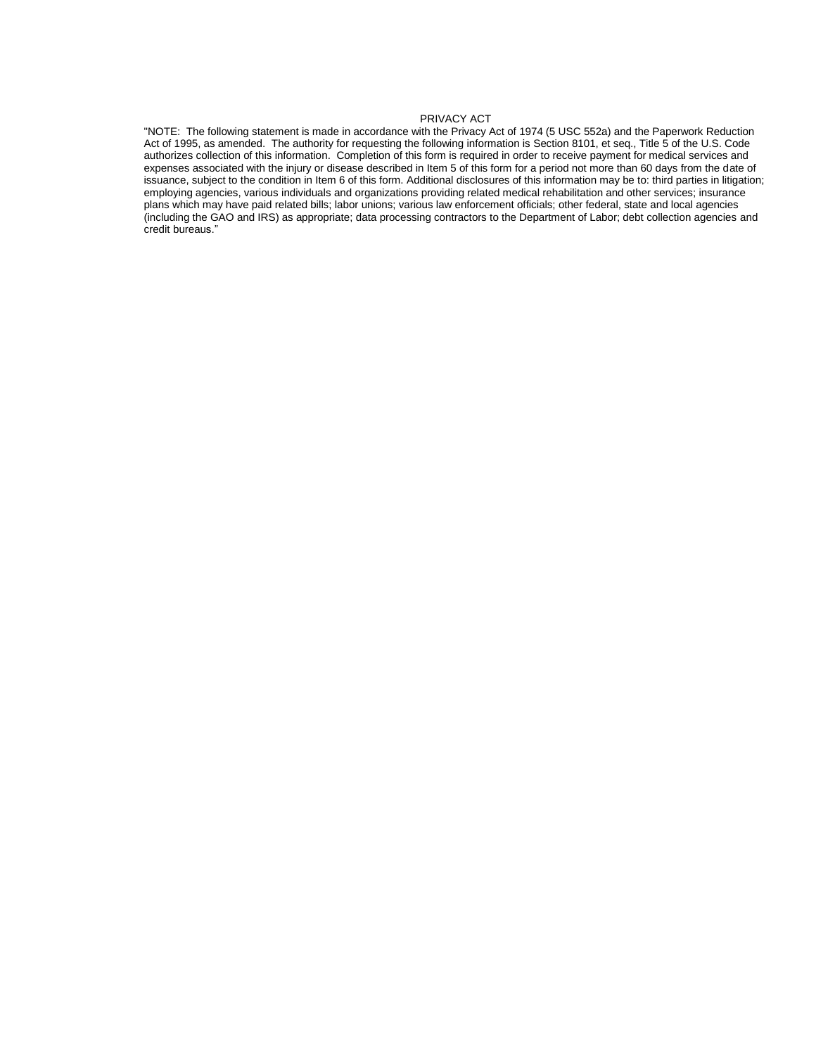## PRIVACY ACT

"NOTE: The following statement is made in accordance with the Privacy Act of 1974 (5 USC 552a) and the Paperwork Reduction Act of 1995, as amended. The authority for requesting the following information is Section 8101, et seq., Title 5 of the U.S. Code authorizes collection of this information. Completion of this form is required in order to receive payment for medical services and expenses associated with the injury or disease described in Item 5 of this form for a period not more than 60 days from the date of issuance, subject to the condition in Item 6 of this form. Additional disclosures of this information may be to: third parties in litigation; employing agencies, various individuals and organizations providing related medical rehabilitation and other services; insurance plans which may have paid related bills; labor unions; various law enforcement officials; other federal, state and local agencies (including the GAO and IRS) as appropriate; data processing contractors to the Department of Labor; debt collection agencies and credit bureaus."